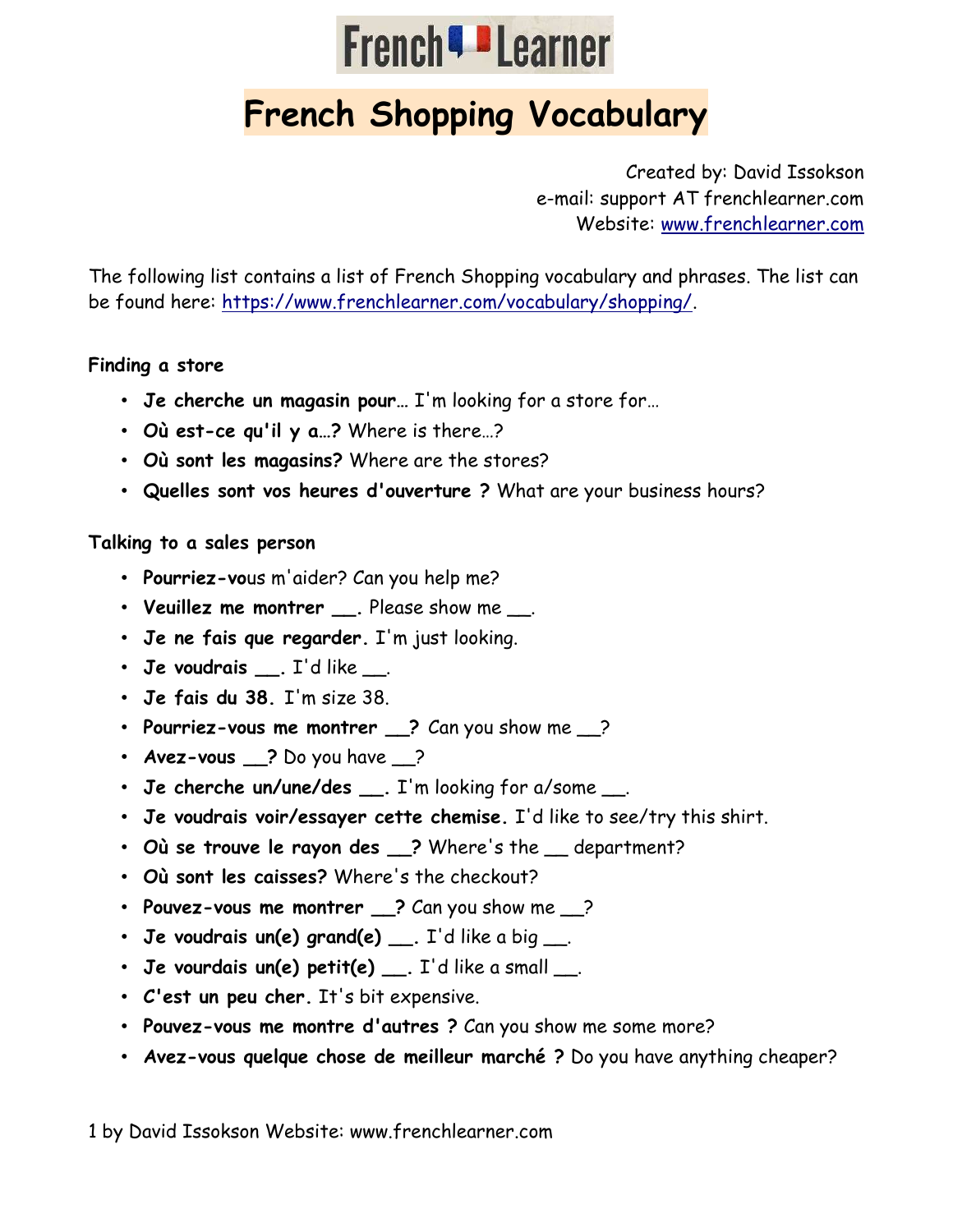# French Learner

## French Shopping Vocabulary

Created by: David Issokson
e-mail: support AT frenchlearner.com
Website: [www.frenchlearner.com](www.frenchlearner.com)

The following list contains a list of French Shopping vocabulary and phrases. The list can be found here: [https://www.frenchlearner.com/vocabulary/shopping/](https://www.frenchlearner.com/vocabulary/shopping/).

**Finding a store**

- **Je cherche un magasin pour…** I'm looking for a store for…
- **Où est-ce qu'il y a…?** Where is there…?
- **Où sont les magasins?** Where are the stores?
- **Quelles sont vos heures d'ouverture ?** What are your business hours?

**Talking to a sales person**

- **Pourriez-vo**us m'aider? Can you help me?
- **Veuillez me montrer __.** Please show me __.
- **Je ne fais que regarder.** I'm just looking.
- **Je voudrais __.** I'd like __.
- **Je fais du 38.** I'm size 38.
- **Pourriez-vous me montrer __?** Can you show me __?
- **Avez-vous __?** Do you have __?
- **Je cherche un/une/des __.** I'm looking for a/some __.
- **Je voudrais voir/essayer cette chemise.** I'd like to see/try this shirt.
- **Où se trouve le rayon des __?** Where's the __ department?
- **Où sont les caisses?** Where's the checkout?
- **Pouvez-vous me montrer __?** Can you show me __?
- **Je voudrais un(e) grand(e) __.** I'd like a big __.
- **Je vourdais un(e) petit(e) __.** I'd like a small __.
- **C'est un peu cher.** It's bit expensive.
- **Pouvez-vous me montre d'autres ?** Can you show me some more?
- **Avez-vous quelque chose de meilleur marché ?** Do you have anything cheaper?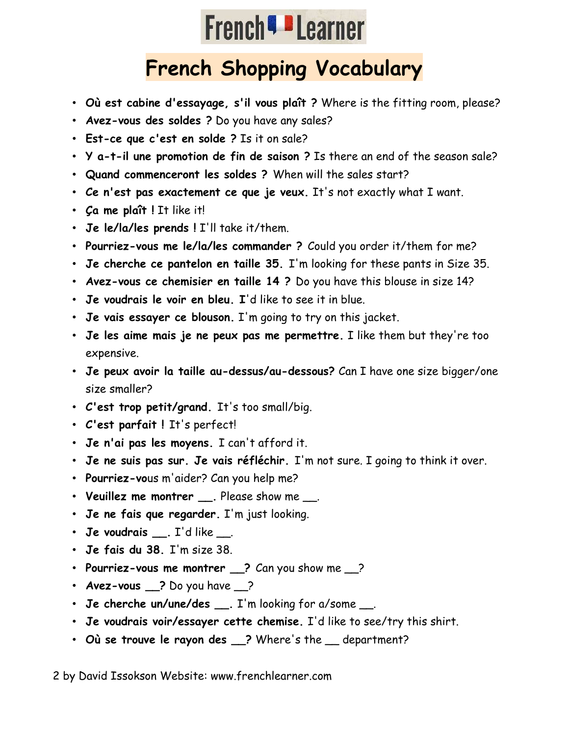# French Learner

## French Shopping Vocabulary

- **Où est cabine d'essayage, s'il vous plaît ?** Where is the fitting room, please?
- **Avez-vous des soldes ?** Do you have any sales?
- **Est-ce que c'est en solde ?** Is it on sale?
- **Y a-t-il une promotion de fin de saison ?** Is there an end of the season sale?
- **Quand commenceront les soldes ?** When will the sales start?
- **Ce n'est pas exactement ce que je veux.** It's not exactly what I want.
- **Ça me plaît !** It like it!
- **Je le/la/les prends !** I'll take it/them.
- **Pourriez-vous me le/la/les commander ?** Could you order it/them for me?
- **Je cherche ce pantelon en taille 35.** I'm looking for these pants in Size 35.
- **Avez-vous ce chemisier en taille 14 ?** Do you have this blouse in size 14?
- **Je voudrais le voir en bleu. I**'d like to see it in blue.
- **Je vais essayer ce blouson.** I'm going to try on this jacket.
- **Je les aime mais je ne peux pas me permettre.** I like them but they're too expensive.
- **Je peux avoir la taille au-dessus/au-dessous?** Can I have one size bigger/one size smaller?
- **C'est trop petit/grand.** It's too small/big.
- **C'est parfait !** It's perfect!
- **Je n'ai pas les moyens.** I can't afford it.
- **Je ne suis pas sur. Je vais réfléchir.** I'm not sure. I going to think it over.
- **Pourriez-vo**us m'aider? Can you help me?
- **Veuillez me montrer __.** Please show me __.
- **Je ne fais que regarder.** I'm just looking.
- **Je voudrais __.** I'd like __.
- **Je fais du 38.** I'm size 38.
- **Pourriez-vous me montrer __?** Can you show me __?
- **Avez-vous __?** Do you have __?
- **Je cherche un/une/des __.** I'm looking for a/some __.
- **Je voudrais voir/essayer cette chemise.** I'd like to see/try this shirt.
- **Où se trouve le rayon des __?** Where's the __ department?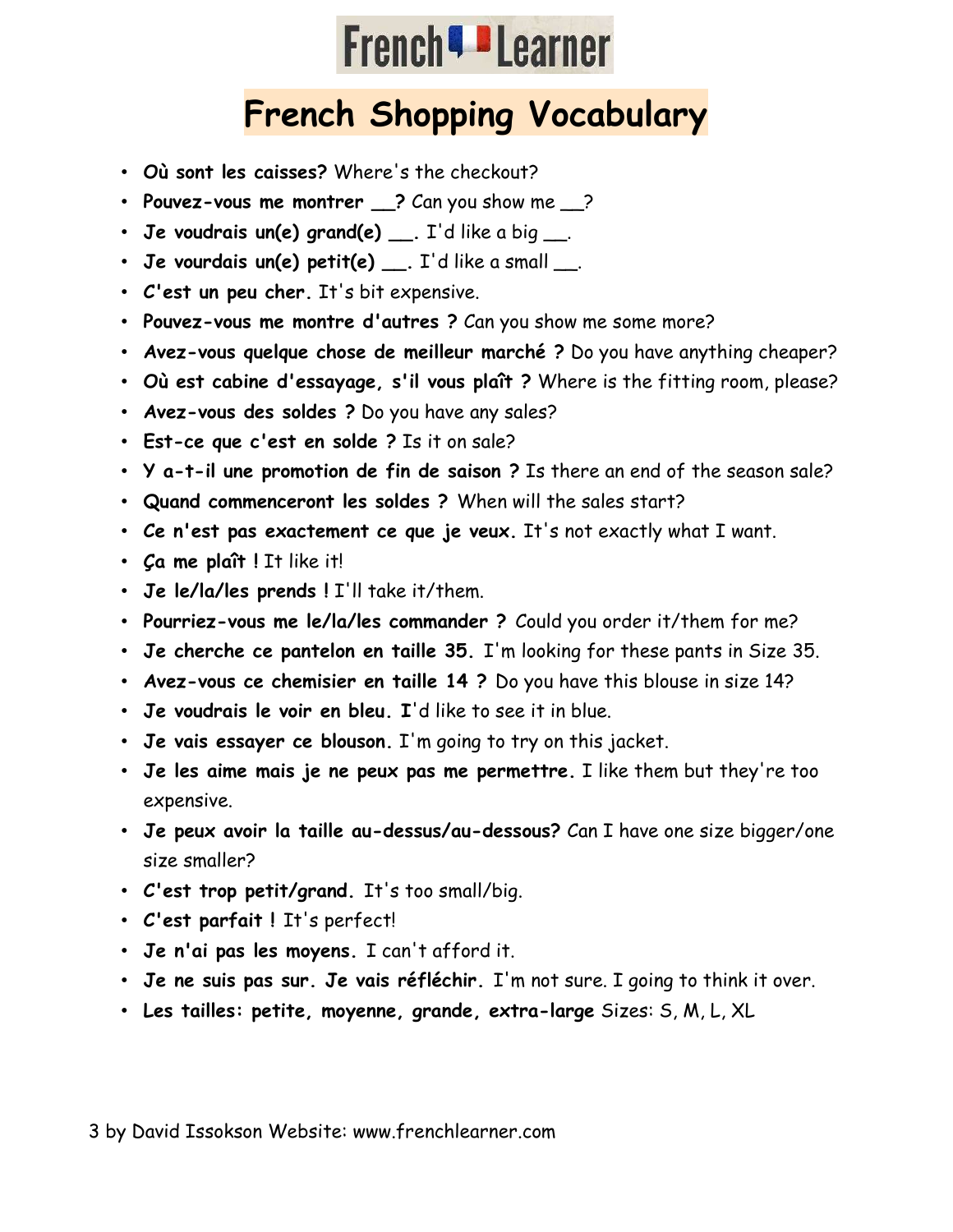# French Shopping Vocabulary

- **Où sont les caisses?** Where's the checkout?
- **Pouvez-vous me montrer __?** Can you show me __?
- **Je voudrais un(e) grand(e) __.** I'd like a big __.
- **Je vourdais un(e) petit(e) __.** I'd like a small __.
- **C'est un peu cher.** It's bit expensive.
- **Pouvez-vous me montre d'autres ?** Can you show me some more?
- **Avez-vous quelque chose de meilleur marché ?** Do you have anything cheaper?
- **Où est cabine d'essayage, s'il vous plaît ?** Where is the fitting room, please?
- **Avez-vous des soldes ?** Do you have any sales?
- **Est-ce que c'est en solde ?** Is it on sale?
- **Y a-t-il une promotion de fin de saison ?** Is there an end of the season sale?
- **Quand commenceront les soldes ?** When will the sales start?
- **Ce n'est pas exactement ce que je veux.** It's not exactly what I want.
- **Ça me plaît !** It like it!
- **Je le/la/les prends !** I'll take it/them.
- **Pourriez-vous me le/la/les commander ?** Could you order it/them for me?
- **Je cherche ce pantelon en taille 35.** I'm looking for these pants in Size 35.
- **Avez-vous ce chemisier en taille 14 ?** Do you have this blouse in size 14?
- **Je voudrais le voir en bleu. I**'d like to see it in blue.
- **Je vais essayer ce blouson.** I'm going to try on this jacket.
- **Je les aime mais je ne peux pas me permettre.** I like them but they're too expensive.
- **Je peux avoir la taille au-dessus/au-dessous?** Can I have one size bigger/one size smaller?
- **C'est trop petit/grand.** It's too small/big.
- **C'est parfait !** It's perfect!
- **Je n'ai pas les moyens.** I can't afford it.
- **Je ne suis pas sur. Je vais réfléchir.** I'm not sure. I going to think it over.
- **Les tailles: petite, moyenne, grande, extra-large** Sizes: S, M, L, XL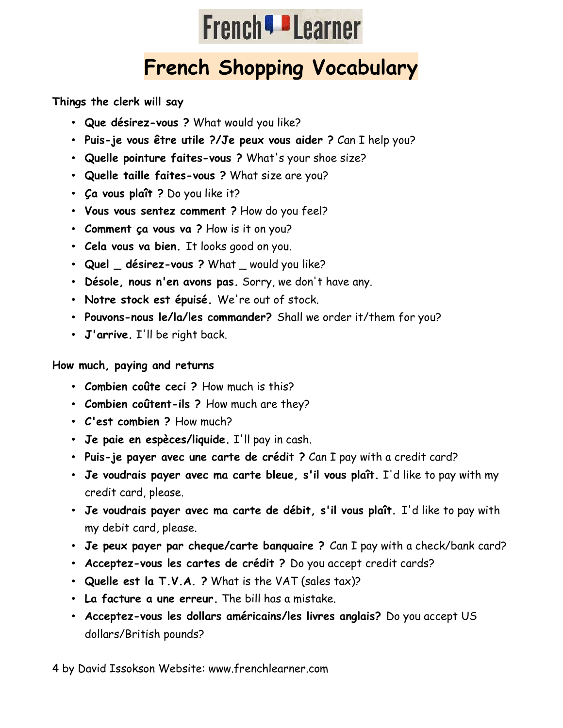# French Shopping Vocabulary

**Things the clerk will say**

- **Que désirez-vous ?** What would you like?
- **Puis-je vous être utile ?/Je peux vous aider ?** Can I help you?
- **Quelle pointure faites-vous ?** What's your shoe size?
- **Quelle taille faites-vous ?** What size are you?
- **Ça vous plaît ?** Do you like it?
- **Vous vous sentez comment ?** How do you feel?
- **Comment ça vous va ?** How is it on you?
- **Cela vous va bien.** It looks good on you.
- **Quel _ désirez-vous ?** What _ would you like?
- **Désole, nous n'en avons pas.** Sorry, we don't have any.
- **Notre stock est épuisé.** We're out of stock.
- **Pouvons-nous le/la/les commander?** Shall we order it/them for you?
- **J'arrive.** I'll be right back.

**How much, paying and returns**

- **Combien coûte ceci ?** How much is this?
- **Combien coûtent-ils ?** How much are they?
- **C'est combien ?** How much?
- **Je paie en espèces/liquide.** I'll pay in cash.
- **Puis-je payer avec une carte de crédit ?** Can I pay with a credit card?
- **Je voudrais payer avec ma carte bleue, s'il vous plaît.** I'd like to pay with my credit card, please.
- **Je voudrais payer avec ma carte de débit, s'il vous plaît.** I'd like to pay with my debit card, please.
- **Je peux payer par cheque/carte banquaire ?** Can I pay with a check/bank card?
- **Acceptez-vous les cartes de crédit ?** Do you accept credit cards?
- **Quelle est la T.V.A. ?** What is the VAT (sales tax)?
- **La facture a une erreur.** The bill has a mistake.
- **Acceptez-vous les dollars américains/les livres anglais?** Do you accept US dollars/British pounds?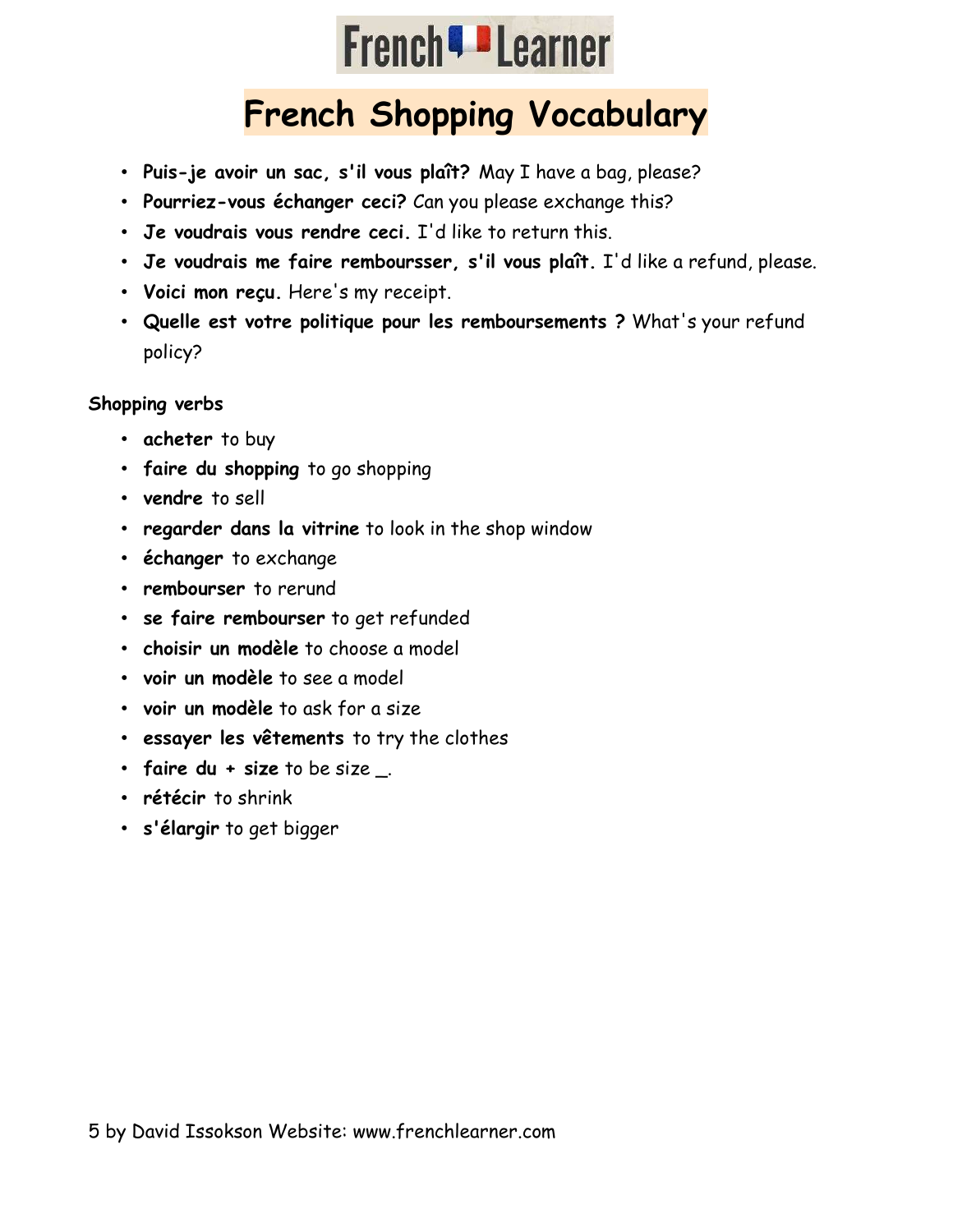# French Shopping Vocabulary

- **Puis-je avoir un sac, s'il vous plaît?** May I have a bag, please?
- **Pourriez-vous échanger ceci?** Can you please exchange this?
- **Je voudrais vous rendre ceci.** I'd like to return this.
- **Je voudrais me faire rembourssser, s'il vous plaît.** I'd like a refund, please.
- **Voici mon reçu.** Here's my receipt.
- **Quelle est votre politique pour les remboursements ?** What's your refund policy?

**Shopping verbs**

- **acheter** to buy
- **faire du shopping** to go shopping
- **vendre** to sell
- **regarder dans la vitrine** to look in the shop window
- **échanger** to exchange
- **rembourser** to rerund
- **se faire rembourser** to get refunded
- **choisir un modèle** to choose a model
- **voir un modèle** to see a model
- **voir un modèle** to ask for a size
- **essayer les vêtements** to try the clothes
- **faire du + size** to be size _.
- **rétécir** to shrink
- **s'élargir** to get bigger